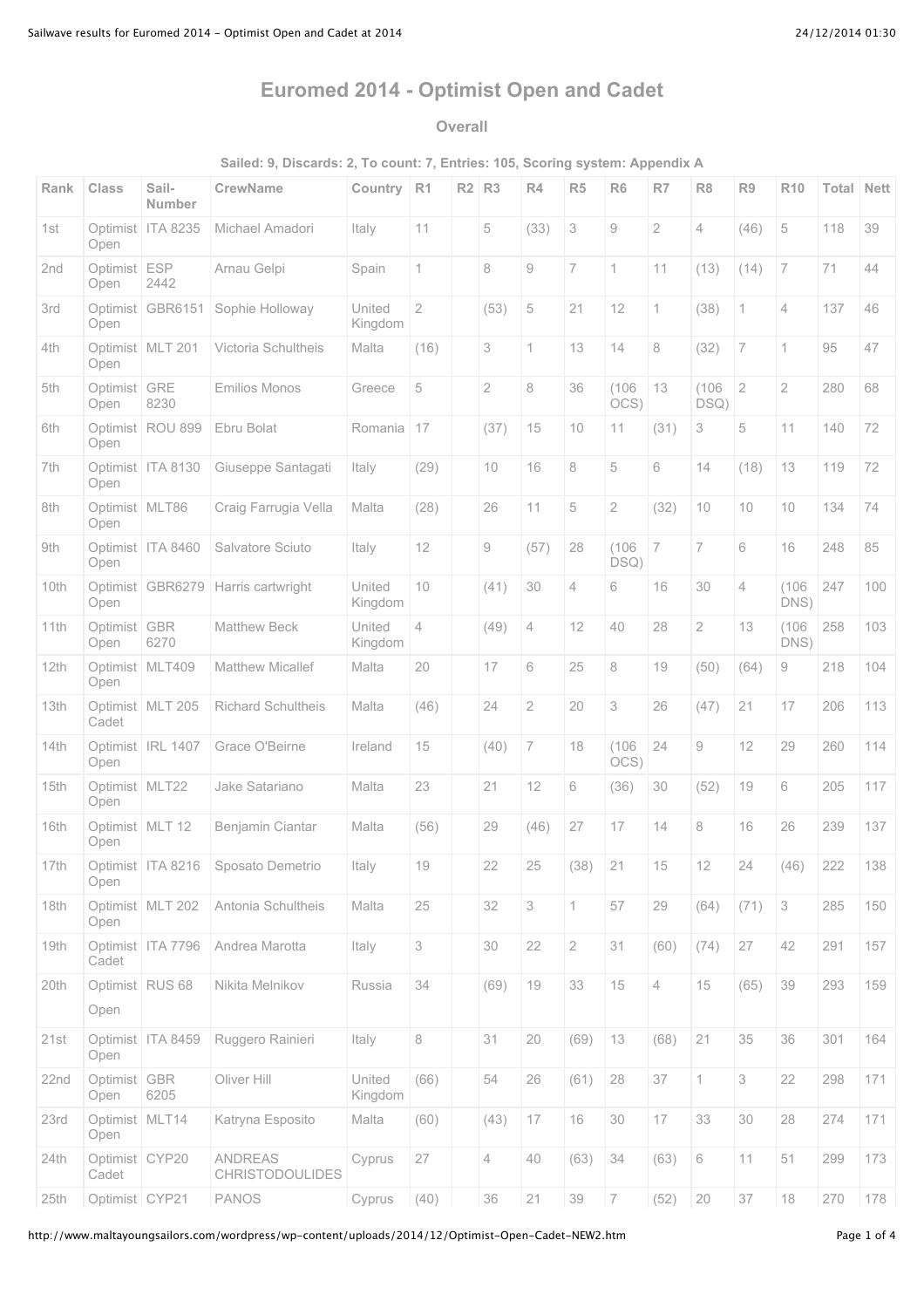# Euromed 2014 - Optimist Open and Cadet

## Overall

### Sailed: 9, Discards: 2, To count: 7, Entries: 105, Scoring system: Appendix A

| Rank | Class | Sail-Number | CrewName | Country | R1 | R2 | R3 | R4 | R5 | R6 | R7 | R8 | R9 | R10 | Total | Nett |
|---|---|---|---|---|---|---|---|---|---|---|---|---|---|---|---|---|
| 1st | Optimist Open | ITA 8235 | Michael Amadori | Italy | 11 | | 5 | (33) | 3 | 9 | 2 | 4 | (46) | 5 | 118 | 39 |
| 2nd | Optimist Open | ESP 2442 | Arnau Gelpi | Spain | 1 | | 8 | 9 | 7 | 1 | 11 | (13) | (14) | 7 | 71 | 44 |
| 3rd | Optimist Open | GBR6151 | Sophie Holloway | United Kingdom | 2 | | (53) | 5 | 21 | 12 | 1 | (38) | 1 | 4 | 137 | 46 |
| 4th | Optimist Open | MLT 201 | Victoria Schultheis | Malta | (16) | | 3 | 1 | 13 | 14 | 8 | (32) | 7 | 1 | 95 | 47 |
| 5th | Optimist Open | GRE 8230 | Emilios Monos | Greece | 5 | | 2 | 8 | 36 | (106 OCS) | 13 | (106 DSQ) | 2 | 2 | 280 | 68 |
| 6th | Optimist Open | ROU 899 | Ebru Bolat | Romania | 17 | | (37) | 15 | 10 | 11 | (31) | 3 | 5 | 11 | 140 | 72 |
| 7th | Optimist Open | ITA 8130 | Giuseppe Santagati | Italy | (29) | | 10 | 16 | 8 | 5 | 6 | 14 | (18) | 13 | 119 | 72 |
| 8th | Optimist Open | MLT86 | Craig Farrugia Vella | Malta | (28) | | 26 | 11 | 5 | 2 | (32) | 10 | 10 | 10 | 134 | 74 |
| 9th | Optimist Open | ITA 8460 | Salvatore Sciuto | Italy | 12 | | 9 | (57) | 28 | (106 DSQ) | 7 | 7 | 6 | 16 | 248 | 85 |
| 10th | Optimist Open | GBR6279 | Harris cartwright | United Kingdom | 10 | | (41) | 30 | 4 | 6 | 16 | 30 | 4 | (106 DNS) | 247 | 100 |
| 11th | Optimist Open | GBR 6270 | Matthew Beck | United Kingdom | 4 | | (49) | 4 | 12 | 40 | 28 | 2 | 13 | (106 DNS) | 258 | 103 |
| 12th | Optimist Open | MLT409 | Matthew Micallef | Malta | 20 | | 17 | 6 | 25 | 8 | 19 | (50) | (64) | 9 | 218 | 104 |
| 13th | Optimist Cadet | MLT 205 | Richard Schultheis | Malta | (46) | | 24 | 2 | 20 | 3 | 26 | (47) | 21 | 17 | 206 | 113 |
| 14th | Optimist Open | IRL 1407 | Grace O'Beirne | Ireland | 15 | | (40) | 7 | 18 | (106 OCS) | 24 | 9 | 12 | 29 | 260 | 114 |
| 15th | Optimist Open | MLT22 | Jake Satariano | Malta | 23 | | 21 | 12 | 6 | (36) | 30 | (52) | 19 | 6 | 205 | 117 |
| 16th | Optimist Open | MLT 12 | Benjamin Ciantar | Malta | (56) | | 29 | (46) | 27 | 17 | 14 | 8 | 16 | 26 | 239 | 137 |
| 17th | Optimist Open | ITA 8216 | Sposato Demetrio | Italy | 19 | | 22 | 25 | (38) | 21 | 15 | 12 | 24 | (46) | 222 | 138 |
| 18th | Optimist Open | MLT 202 | Antonia Schultheis | Malta | 25 | | 32 | 3 | 1 | 57 | 29 | (64) | (71) | 3 | 285 | 150 |
| 19th | Optimist Cadet | ITA 7796 | Andrea Marotta | Italy | 3 | | 30 | 22 | 2 | 31 | (60) | (74) | 27 | 42 | 291 | 157 |
| 20th | Optimist Open | RUS 68 | Nikita Melnikov | Russia | 34 | | (69) | 19 | 33 | 15 | 4 | 15 | (65) | 39 | 293 | 159 |
| 21st | Optimist Open | ITA 8459 | Ruggero Rainieri | Italy | 8 | | 31 | 20 | (69) | 13 | (68) | 21 | 35 | 36 | 301 | 164 |
| 22nd | Optimist Open | GBR 6205 | Oliver Hill | United Kingdom | (66) | | 54 | 26 | (61) | 28 | 37 | 1 | 3 | 22 | 298 | 171 |
| 23rd | Optimist Open | MLT14 | Katryna Esposito | Malta | (60) | | (43) | 17 | 16 | 30 | 17 | 33 | 30 | 28 | 274 | 171 |
| 24th | Optimist Cadet | CYP20 | ANDREAS CHRISTODOULIDES | Cyprus | 27 | | 4 | 40 | (63) | 34 | (63) | 6 | 11 | 51 | 299 | 173 |
| 25th | Optimist | CYP21 | PANOS | Cyprus | (40) | | 36 | 21 | 39 | 7 | (52) | 20 | 37 | 18 | 270 | 178 |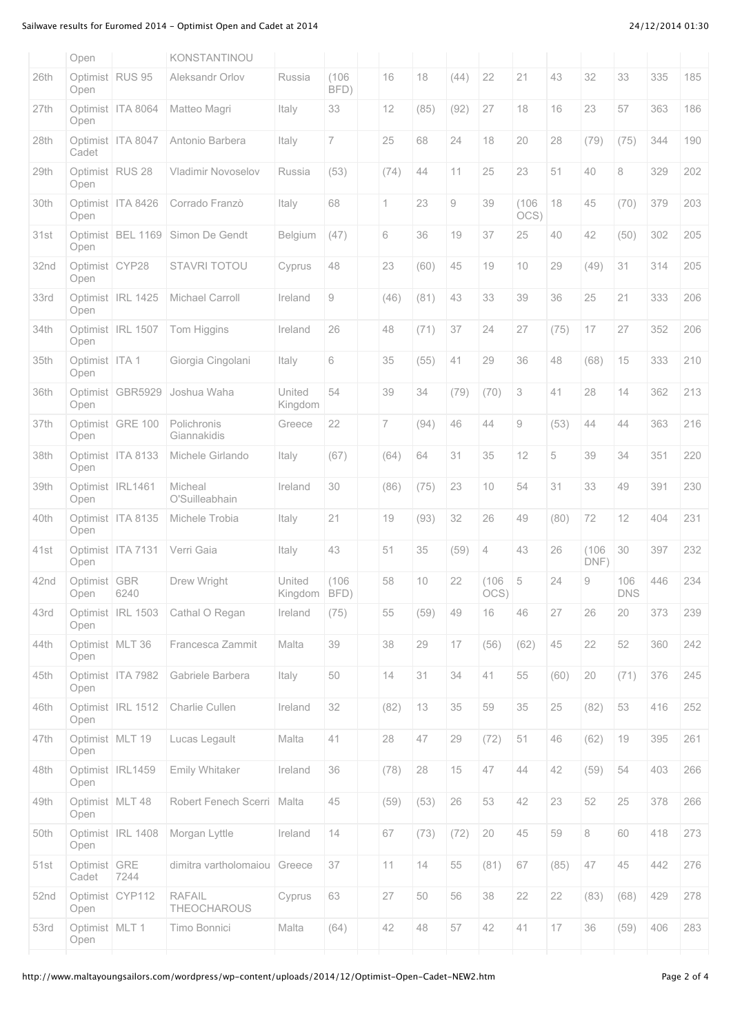| | Open | | KONSTANTINOU | | | | | | | | | | | | | |
|---|---|---|---|---|---|---|---|---|---|---|---|---|---|---|---|---|
| 26th | Optimist Open | RUS 95 | Aleksandr Orlov | Russia | (106 BFD) | | 16 | 18 | (44) | 22 | 21 | 43 | 32 | 33 | 335 | 185 |
| 27th | Optimist Open | ITA 8064 | Matteo Magri | Italy | 33 | | 12 | (85) | (92) | 27 | 18 | 16 | 23 | 57 | 363 | 186 |
| 28th | Optimist Cadet | ITA 8047 | Antonio Barbera | Italy | 7 | | 25 | 68 | 24 | 18 | 20 | 28 | (79) | (75) | 344 | 190 |
| 29th | Optimist Open | RUS 28 | Vladimir Novoselov | Russia | (53) | | (74) | 44 | 11 | 25 | 23 | 51 | 40 | 8 | 329 | 202 |
| 30th | Optimist Open | ITA 8426 | Corrado Franzò | Italy | 68 | | 1 | 23 | 9 | 39 | (106 OCS) | 18 | 45 | (70) | 379 | 203 |
| 31st | Optimist Open | BEL 1169 | Simon De Gendt | Belgium | (47) | | 6 | 36 | 19 | 37 | 25 | 40 | 42 | (50) | 302 | 205 |
| 32nd | Optimist Open | CYP28 | STAVRI TOTOU | Cyprus | 48 | | 23 | (60) | 45 | 19 | 10 | 29 | (49) | 31 | 314 | 205 |
| 33rd | Optimist Open | IRL 1425 | Michael Carroll | Ireland | 9 | | (46) | (81) | 43 | 33 | 39 | 36 | 25 | 21 | 333 | 206 |
| 34th | Optimist Open | IRL 1507 | Tom Higgins | Ireland | 26 | | 48 | (71) | 37 | 24 | 27 | (75) | 17 | 27 | 352 | 206 |
| 35th | Optimist Open | ITA 1 | Giorgia Cingolani | Italy | 6 | | 35 | (55) | 41 | 29 | 36 | 48 | (68) | 15 | 333 | 210 |
| 36th | Optimist Open | GBR5929 | Joshua Waha | United Kingdom | 54 | | 39 | 34 | (79) | (70) | 3 | 41 | 28 | 14 | 362 | 213 |
| 37th | Optimist Open | GRE 100 | Polichronis Giannakidis | Greece | 22 | | 7 | (94) | 46 | 44 | 9 | (53) | 44 | 44 | 363 | 216 |
| 38th | Optimist Open | ITA 8133 | Michele Girlando | Italy | (67) | | (64) | 64 | 31 | 35 | 12 | 5 | 39 | 34 | 351 | 220 |
| 39th | Optimist Open | IRL1461 | Micheal O'Suilleabhain | Ireland | 30 | | (86) | (75) | 23 | 10 | 54 | 31 | 33 | 49 | 391 | 230 |
| 40th | Optimist Open | ITA 8135 | Michele Trobia | Italy | 21 | | 19 | (93) | 32 | 26 | 49 | (80) | 72 | 12 | 404 | 231 |
| 41st | Optimist Open | ITA 7131 | Verri Gaia | Italy | 43 | | 51 | 35 | (59) | 4 | 43 | 26 | (106 DNF) | 30 | 397 | 232 |
| 42nd | Optimist Open | GBR 6240 | Drew Wright | United Kingdom | (106 BFD) | | 58 | 10 | 22 | (106 OCS) | 5 | 24 | 9 | 106 DNS | 446 | 234 |
| 43rd | Optimist Open | IRL 1503 | Cathal O Regan | Ireland | (75) | | 55 | (59) | 49 | 16 | 46 | 27 | 26 | 20 | 373 | 239 |
| 44th | Optimist Open | MLT 36 | Francesca Zammit | Malta | 39 | | 38 | 29 | 17 | (56) | (62) | 45 | 22 | 52 | 360 | 242 |
| 45th | Optimist Open | ITA 7982 | Gabriele Barbera | Italy | 50 | | 14 | 31 | 34 | 41 | 55 | (60) | 20 | (71) | 376 | 245 |
| 46th | Optimist Open | IRL 1512 | Charlie Cullen | Ireland | 32 | | (82) | 13 | 35 | 59 | 35 | 25 | (82) | 53 | 416 | 252 |
| 47th | Optimist Open | MLT 19 | Lucas Legault | Malta | 41 | | 28 | 47 | 29 | (72) | 51 | 46 | (62) | 19 | 395 | 261 |
| 48th | Optimist Open | IRL1459 | Emily Whitaker | Ireland | 36 | | (78) | 28 | 15 | 47 | 44 | 42 | (59) | 54 | 403 | 266 |
| 49th | Optimist Open | MLT 48 | Robert Fenech Scerri | Malta | 45 | | (59) | (53) | 26 | 53 | 42 | 23 | 52 | 25 | 378 | 266 |
| 50th | Optimist Open | IRL 1408 | Morgan Lyttle | Ireland | 14 | | 67 | (73) | (72) | 20 | 45 | 59 | 8 | 60 | 418 | 273 |
| 51st | Optimist Cadet | GRE 7244 | dimitra vartholomaiou | Greece | 37 | | 11 | 14 | 55 | (81) | 67 | (85) | 47 | 45 | 442 | 276 |
| 52nd | Optimist Open | CYP112 | RAFAIL THEOCHAROUS | Cyprus | 63 | | 27 | 50 | 56 | 38 | 22 | 22 | (83) | (68) | 429 | 278 |
| 53rd | Optimist Open | MLT 1 | Timo Bonnici | Malta | (64) | | 42 | 48 | 57 | 42 | 41 | 17 | 36 | (59) | 406 | 283 |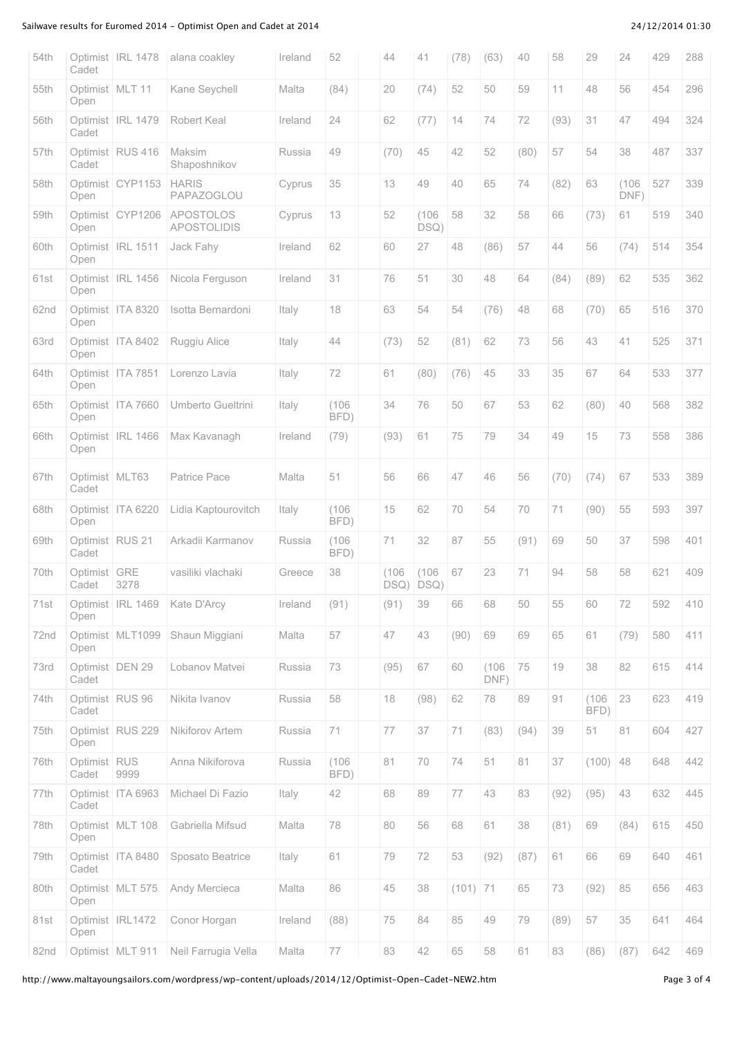| | | | | | | | | | | | | | | | | |
|---|---|---|---|---|---|---|---|---|---|---|---|---|---|---|---|---|
| 54th | Optimist Cadet | IRL 1478 | alana coakley | Ireland | 52 | | 44 | 41 | (78) | (63) | 40 | 58 | 29 | 24 | 429 | 288 |
| 55th | Optimist Open | MLT 11 | Kane Seychell | Malta | (84) | | 20 | (74) | 52 | 50 | 59 | 11 | 48 | 56 | 454 | 296 |
| 56th | Optimist Cadet | IRL 1479 | Robert Keal | Ireland | 24 | | 62 | (77) | 14 | 74 | 72 | (93) | 31 | 47 | 494 | 324 |
| 57th | Optimist Cadet | RUS 416 | Maksim Shaposhnikov | Russia | 49 | | (70) | 45 | 42 | 52 | (80) | 57 | 54 | 38 | 487 | 337 |
| 58th | Optimist Open | CYP1153 | HARIS PAPAZOGLOU | Cyprus | 35 | | 13 | 49 | 40 | 65 | 74 | (82) | 63 | (106 DNF) | 527 | 339 |
| 59th | Optimist Open | CYP1206 | APOSTOLOS APOSTOLIDIS | Cyprus | 13 | | 52 | (106 DSQ) | 58 | 32 | 58 | 66 | (73) | 61 | 519 | 340 |
| 60th | Optimist Open | IRL 1511 | Jack Fahy | Ireland | 62 | | 60 | 27 | 48 | (86) | 57 | 44 | 56 | (74) | 514 | 354 |
| 61st | Optimist Open | IRL 1456 | Nicola Ferguson | Ireland | 31 | | 76 | 51 | 30 | 48 | 64 | (84) | (89) | 62 | 535 | 362 |
| 62nd | Optimist Open | ITA 8320 | Isotta Bernardoni | Italy | 18 | | 63 | 54 | 54 | (76) | 48 | 68 | (70) | 65 | 516 | 370 |
| 63rd | Optimist Open | ITA 8402 | Ruggiu Alice | Italy | 44 | | (73) | 52 | (81) | 62 | 73 | 56 | 43 | 41 | 525 | 371 |
| 64th | Optimist Open | ITA 7851 | Lorenzo Lavia | Italy | 72 | | 61 | (80) | (76) | 45 | 33 | 35 | 67 | 64 | 533 | 377 |
| 65th | Optimist Open | ITA 7660 | Umberto Gueltrini | Italy | (106 BFD) | | 34 | 76 | 50 | 67 | 53 | 62 | (80) | 40 | 568 | 382 |
| 66th | Optimist Open | IRL 1466 | Max Kavanagh | Ireland | (79) | | (93) | 61 | 75 | 79 | 34 | 49 | 15 | 73 | 558 | 386 |
| 67th | Optimist Cadet | MLT63 | Patrice Pace | Malta | 51 | | 56 | 66 | 47 | 46 | 56 | (70) | (74) | 67 | 533 | 389 |
| 68th | Optimist Open | ITA 6220 | Lidia Kaptourovitch | Italy | (106 BFD) | | 15 | 62 | 70 | 54 | 70 | 71 | (90) | 55 | 593 | 397 |
| 69th | Optimist Cadet | RUS 21 | Arkadii Karmanov | Russia | (106 BFD) | | 71 | 32 | 87 | 55 | (91) | 69 | 50 | 37 | 598 | 401 |
| 70th | Optimist Cadet | GRE 3278 | vasiliki vlachaki | Greece | 38 | | (106 DSQ) | (106 DSQ) | 67 | 23 | 71 | 94 | 58 | 58 | 621 | 409 |
| 71st | Optimist Open | IRL 1469 | Kate D'Arcy | Ireland | (91) | | (91) | 39 | 66 | 68 | 50 | 55 | 60 | 72 | 592 | 410 |
| 72nd | Optimist Open | MLT1099 | Shaun Miggiani | Malta | 57 | | 47 | 43 | (90) | 69 | 69 | 65 | 61 | (79) | 580 | 411 |
| 73rd | Optimist Cadet | DEN 29 | Lobanov Matvei | Russia | 73 | | (95) | 67 | 60 | (106 DNF) | 75 | 19 | 38 | 82 | 615 | 414 |
| 74th | Optimist Cadet | RUS 96 | Nikita Ivanov | Russia | 58 | | 18 | (98) | 62 | 78 | 89 | 91 | (106 BFD) | 23 | 623 | 419 |
| 75th | Optimist Open | RUS 229 | Nikiforov Artem | Russia | 71 | | 77 | 37 | 71 | (83) | (94) | 39 | 51 | 81 | 604 | 427 |
| 76th | Optimist Cadet | RUS 9999 | Anna Nikiforova | Russia | (106 BFD) | | 81 | 70 | 74 | 51 | 81 | 37 | (100) | 48 | 648 | 442 |
| 77th | Optimist Cadet | ITA 6963 | Michael Di Fazio | Italy | 42 | | 68 | 89 | 77 | 43 | 83 | (92) | (95) | 43 | 632 | 445 |
| 78th | Optimist Open | MLT 108 | Gabriella Mifsud | Malta | 78 | | 80 | 56 | 68 | 61 | 38 | (81) | 69 | (84) | 615 | 450 |
| 79th | Optimist Cadet | ITA 8480 | Sposato Beatrice | Italy | 61 | | 79 | 72 | 53 | (92) | (87) | 61 | 66 | 69 | 640 | 461 |
| 80th | Optimist Open | MLT 575 | Andy Mercieca | Malta | 86 | | 45 | 38 | (101) | 71 | 65 | 73 | (92) | 85 | 656 | 463 |
| 81st | Optimist Open | IRL1472 | Conor Horgan | Ireland | (88) | | 75 | 84 | 85 | 49 | 79 | (89) | 57 | 35 | 641 | 464 |
| 82nd | Optimist | MLT 911 | Neil Farrugia Vella | Malta | 77 | | 83 | 42 | 65 | 58 | 61 | 83 | (86) | (87) | 642 | 469 |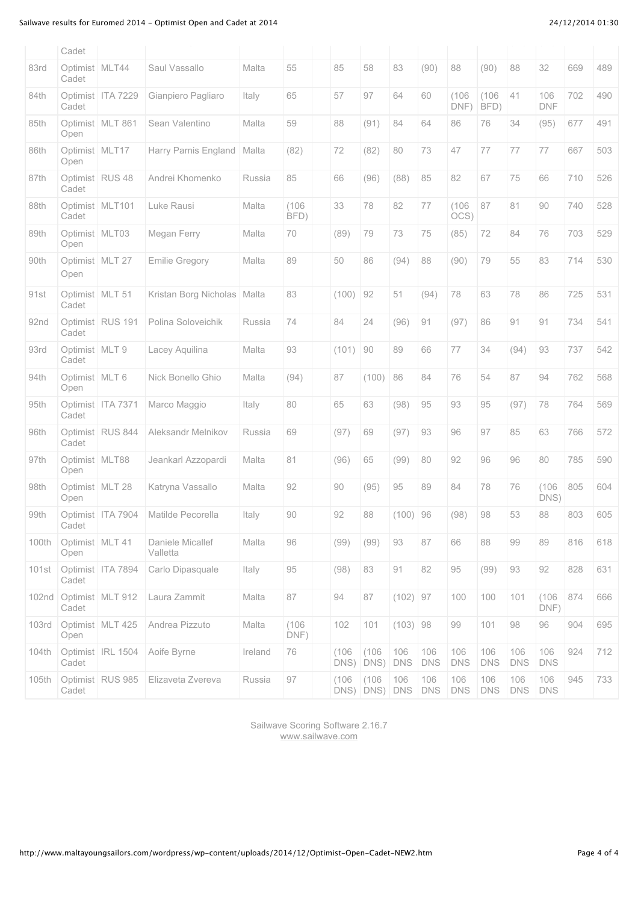| | Cadet | | | | | | | | | | | | | | | | |
|---|---|---|---|---|---|---|---|---|---|---|---|---|---|---|---|---|---|
| 83rd | Optimist Cadet | MLT44 | Saul Vassallo | Malta | 55 | | 85 | 58 | 83 | (90) | 88 | (90) | 88 | 32 | 669 | 489 |
| 84th | Optimist Cadet | ITA 7229 | Gianpiero Pagliaro | Italy | 65 | | 57 | 97 | 64 | 60 | (106 DNF) | (106 BFD) | 41 | 106 DNF | 702 | 490 |
| 85th | Optimist Open | MLT 861 | Sean Valentino | Malta | 59 | | 88 | (91) | 84 | 64 | 86 | 76 | 34 | (95) | 677 | 491 |
| 86th | Optimist Open | MLT17 | Harry Parnis England | Malta | (82) | | 72 | (82) | 80 | 73 | 47 | 77 | 77 | 77 | 667 | 503 |
| 87th | Optimist Cadet | RUS 48 | Andrei Khomenko | Russia | 85 | | 66 | (96) | (88) | 85 | 82 | 67 | 75 | 66 | 710 | 526 |
| 88th | Optimist Cadet | MLT101 | Luke Rausi | Malta | (106 BFD) | | 33 | 78 | 82 | 77 | (106 OCS) | 87 | 81 | 90 | 740 | 528 |
| 89th | Optimist Open | MLT03 | Megan Ferry | Malta | 70 | | (89) | 79 | 73 | 75 | (85) | 72 | 84 | 76 | 703 | 529 |
| 90th | Optimist Open | MLT 27 | Emilie Gregory | Malta | 89 | | 50 | 86 | (94) | 88 | (90) | 79 | 55 | 83 | 714 | 530 |
| 91st | Optimist Cadet | MLT 51 | Kristan Borg Nicholas | Malta | 83 | | (100) | 92 | 51 | (94) | 78 | 63 | 78 | 86 | 725 | 531 |
| 92nd | Optimist Cadet | RUS 191 | Polina Soloveichik | Russia | 74 | | 84 | 24 | (96) | 91 | (97) | 86 | 91 | 91 | 734 | 541 |
| 93rd | Optimist Cadet | MLT 9 | Lacey Aquilina | Malta | 93 | | (101) | 90 | 89 | 66 | 77 | 34 | (94) | 93 | 737 | 542 |
| 94th | Optimist Open | MLT 6 | Nick Bonello Ghio | Malta | (94) | | 87 | (100) | 86 | 84 | 76 | 54 | 87 | 94 | 762 | 568 |
| 95th | Optimist Cadet | ITA 7371 | Marco Maggio | Italy | 80 | | 65 | 63 | (98) | 95 | 93 | 95 | (97) | 78 | 764 | 569 |
| 96th | Optimist Cadet | RUS 844 | Aleksandr Melnikov | Russia | 69 | | (97) | 69 | (97) | 93 | 96 | 97 | 85 | 63 | 766 | 572 |
| 97th | Optimist Open | MLT88 | Jeankarl Azzopardi | Malta | 81 | | (96) | 65 | (99) | 80 | 92 | 96 | 96 | 80 | 785 | 590 |
| 98th | Optimist Open | MLT 28 | Katryna Vassallo | Malta | 92 | | 90 | (95) | 95 | 89 | 84 | 78 | 76 | (106 DNS) | 805 | 604 |
| 99th | Optimist Cadet | ITA 7904 | Matilde Pecorella | Italy | 90 | | 92 | 88 | (100) | 96 | (98) | 98 | 53 | 88 | 803 | 605 |
| 100th | Optimist Open | MLT 41 | Daniele Micallef Valletta | Malta | 96 | | (99) | (99) | 93 | 87 | 66 | 88 | 99 | 89 | 816 | 618 |
| 101st | Optimist Cadet | ITA 7894 | Carlo Dipasquale | Italy | 95 | | (98) | 83 | 91 | 82 | 95 | (99) | 93 | 92 | 828 | 631 |
| 102nd | Optimist Cadet | MLT 912 | Laura Zammit | Malta | 87 | | 94 | 87 | (102) | 97 | 100 | 100 | 101 | (106 DNF) | 874 | 666 |
| 103rd | Optimist Open | MLT 425 | Andrea Pizzuto | Malta | (106 DNF) | | 102 | 101 | (103) | 98 | 99 | 101 | 98 | 96 | 904 | 695 |
| 104th | Optimist Cadet | IRL 1504 | Aoife Byrne | Ireland | 76 | | (106 DNS) | (106 DNS) | 106 DNS | 106 DNS | 106 DNS | 106 DNS | 106 DNS | 106 DNS | 924 | 712 |
| 105th | Optimist Cadet | RUS 985 | Elizaveta Zvereva | Russia | 97 | | (106 DNS) | (106 DNS) | 106 DNS | 106 DNS | 106 DNS | 106 DNS | 106 DNS | 106 DNS | 945 | 733 |

Sailwave Scoring Software 2.16.7
www.sailwave.com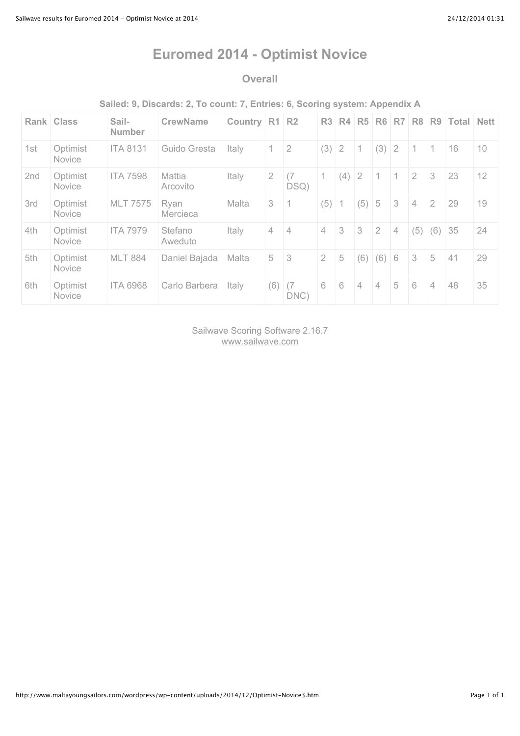# Euromed 2014 - Optimist Novice

## Overall

### Sailed: 9, Discards: 2, To count: 7, Entries: 6, Scoring system: Appendix A

| Rank | Class | Sail-Number | CrewName | Country | R1 | R2 | R3 | R4 | R5 | R6 | R7 | R8 | R9 | Total | Nett |
|---|---|---|---|---|---|---|---|---|---|---|---|---|---|---|---|
| 1st | Optimist Novice | ITA 8131 | Guido Gresta | Italy | 1 | 2 | (3) | 2 | 1 | (3) | 2 | 1 | 1 | 16 | 10 |
| 2nd | Optimist Novice | ITA 7598 | Mattia Arcovito | Italy | 2 | (7 DSQ) | 1 | (4) | 2 | 1 | 1 | 2 | 3 | 23 | 12 |
| 3rd | Optimist Novice | MLT 7575 | Ryan Mercieca | Malta | 3 | 1 | (5) | 1 | (5) | 5 | 3 | 4 | 2 | 29 | 19 |
| 4th | Optimist Novice | ITA 7979 | Stefano Aweduto | Italy | 4 | 4 | 4 | 3 | 3 | 2 | 4 | (5) | (6) | 35 | 24 |
| 5th | Optimist Novice | MLT 884 | Daniel Bajada | Malta | 5 | 3 | 2 | 5 | (6) | (6) | 6 | 3 | 5 | 41 | 29 |
| 6th | Optimist Novice | ITA 6968 | Carlo Barbera | Italy | (6) | (7 DNC) | 6 | 6 | 4 | 4 | 5 | 6 | 4 | 48 | 35 |

Sailwave Scoring Software 2.16.7
www.sailwave.com